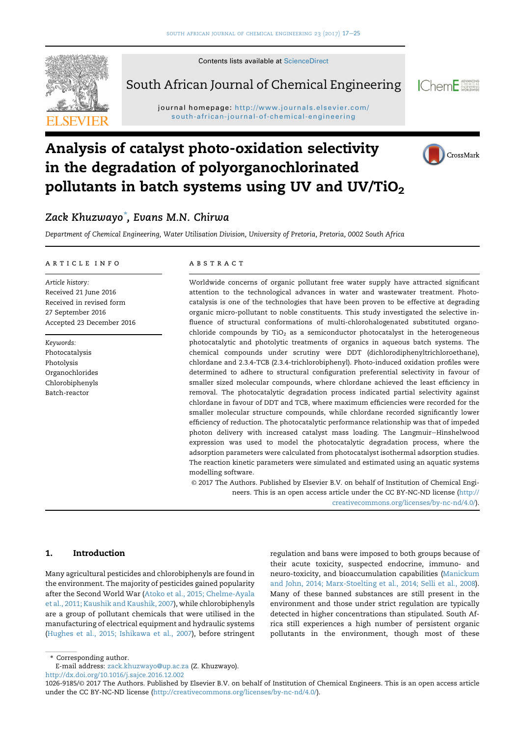# Analysis of catalyst photo-oxidation selectivity in the degradation of polyorganochlorinated pollutants in batch systems using UV and UV/$TiO_2$

*Zack Khuzwayo*[*], *Evans M.N. Chirwa*

*Department of Chemical Engineering, Water Utilisation Division, University of Pretoria, Pretoria, 0002 South Africa*

## ARTICLE INFO

*Article history:*
Received 21 June 2016
Received in revised form
27 September 2016
Accepted 23 December 2016

*Keywords:*
Photocatalysis
Photolysis
Organochlorides
Chlorobiphenyls
Batch-reactor

## ABSTRACT

Worldwide concerns of organic pollutant free water supply have attracted significant attention to the technological advances in water and wastewater treatment. Photocatalysis is one of the technologies that have been proven to be effective at degrading organic micro-pollutant to noble constituents. This study investigated the selective influence of structural conformations of multi-chlorohalogenated substituted organochloride compounds by $TiO_2$ as a semiconductor photocatalyst in the heterogeneous photocatalytic and photolytic treatments of organics in aqueous batch systems. The chemical compounds under scrutiny were DDT (dichlorodiphenyltrichloroethane), chlordane and 2.3.4-TCB (2.3.4-trichlorobiphenyl). Photo-induced oxidation profiles were determined to adhere to structural configuration preferential selectivity in favour of smaller sized molecular compounds, where chlordane achieved the least efficiency in removal. The photocatalytic degradation process indicated partial selectivity against chlordane in favour of DDT and TCB, where maximum efficiencies were recorded for the smaller molecular structure compounds, while chlordane recorded significantly lower efficiency of reduction. The photocatalytic performance relationship was that of impeded photon delivery with increased catalyst mass loading. The Langmuir–Hinshelwood expression was used to model the photocatalytic degradation process, where the adsorption parameters were calculated from photocatalyst isothermal adsorption studies. The reaction kinetic parameters were simulated and estimated using an aquatic systems modelling software.

© 2017 The Authors. Published by Elsevier B.V. on behalf of Institution of Chemical Engineers. This is an open access article under the CC BY-NC-ND license (http://creativecommons.org/licenses/by-nc-nd/4.0/).

## 1. Introduction

Many agricultural pesticides and chlorobiphenyls are found in the environment. The majority of pesticides gained popularity after the Second World War (Atoko et al., 2015; Chelme-Ayala et al., 2011; Kaushik and Kaushik, 2007), while chlorobiphenyls are a group of pollutant chemicals that were utilised in the manufacturing of electrical equipment and hydraulic systems (Hughes et al., 2015; Ishikawa et al., 2007), before stringent regulation and bans were imposed to both groups because of their acute toxicity, suspected endocrine, immuno- and neuro-toxicity, and bioaccumulation capabilities (Manickum and John, 2014; Marx-Stoelting et al., 2014; Selli et al., 2008). Many of these banned substances are still present in the environment and those under strict regulation are typically detected in higher concentrations than stipulated. South Africa still experiences a high number of persistent organic pollutants in the environment, though most of these

[*] Corresponding author.
E-mail address: zack.khuzwayo@up.ac.za (Z. Khuzwayo).
http://dx.doi.org/10.1016/j.sajce.2016.12.002
1026-9185/© 2017 The Authors. Published by Elsevier B.V. on behalf of Institution of Chemical Engineers. This is an open access article under the CC BY-NC-ND license (http://creativecommons.org/licenses/by-nc-nd/4.0/).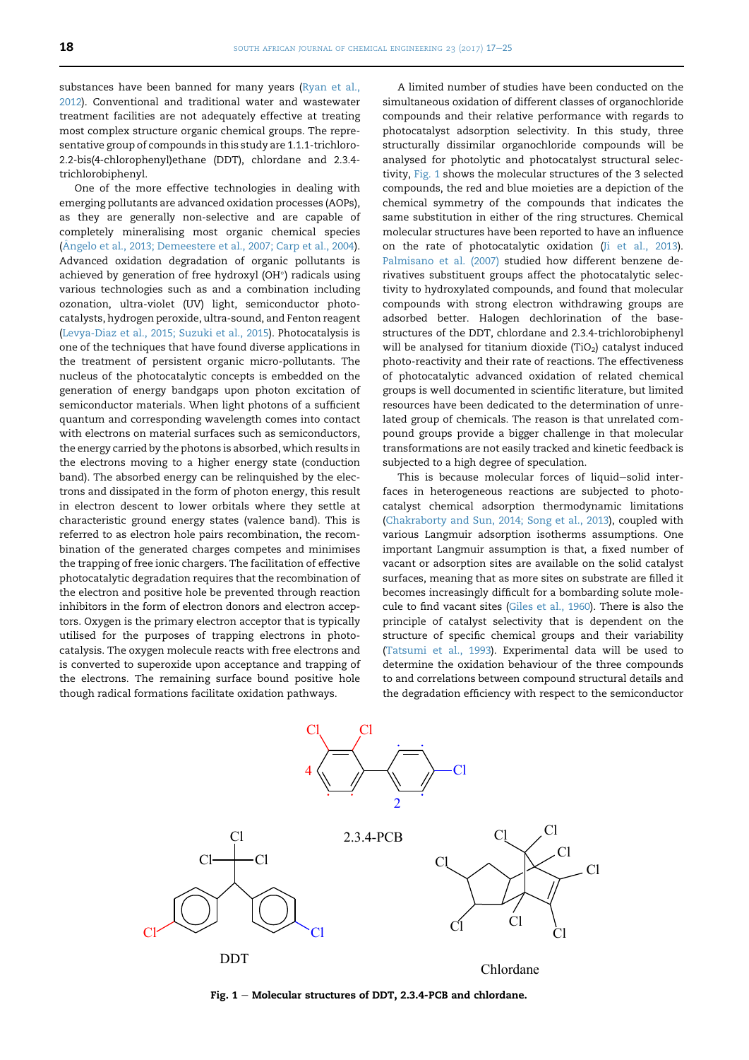substances have been banned for many years (Ryan et al., 2012). Conventional and traditional water and wastewater treatment facilities are not adequately effective at treating most complex structure organic chemical groups. The representative group of compounds in this study are 1.1.1-trichloro-2.2-bis(4-chlorophenyl)ethane (DDT), chlordane and 2.3.4-trichlorobiphenyl.

One of the more effective technologies in dealing with emerging pollutants are advanced oxidation processes (AOPs), as they are generally non-selective and are capable of completely mineralising most organic chemical species (Ângelo et al., 2013; Demeestere et al., 2007; Carp et al., 2004). Advanced oxidation degradation of organic pollutants is achieved by generation of free hydroxyl (OH°) radicals using various technologies such as and a combination including ozonation, ultra-violet (UV) light, semiconductor photocatalysts, hydrogen peroxide, ultra-sound, and Fenton reagent (Levya-Diaz et al., 2015; Suzuki et al., 2015). Photocatalysis is one of the techniques that have found diverse applications in the treatment of persistent organic micro-pollutants. The nucleus of the photocatalytic concepts is embedded on the generation of energy bandgaps upon photon excitation of semiconductor materials. When light photons of a sufficient quantum and corresponding wavelength comes into contact with electrons on material surfaces such as semiconductors, the energy carried by the photons is absorbed, which results in the electrons moving to a higher energy state (conduction band). The absorbed energy can be relinquished by the electrons and dissipated in the form of photon energy, this result in electron descent to lower orbitals where they settle at characteristic ground energy states (valence band). This is referred to as electron hole pairs recombination, the recombination of the generated charges competes and minimises the trapping of free ionic chargers. The facilitation of effective photocatalytic degradation requires that the recombination of the electron and positive hole be prevented through reaction inhibitors in the form of electron donors and electron acceptors. Oxygen is the primary electron acceptor that is typically utilised for the purposes of trapping electrons in photocatalysis. The oxygen molecule reacts with free electrons and is converted to superoxide upon acceptance and trapping of the electrons. The remaining surface bound positive hole though radical formations facilitate oxidation pathways.

A limited number of studies have been conducted on the simultaneous oxidation of different classes of organochloride compounds and their relative performance with regards to photocatalyst adsorption selectivity. In this study, three structurally dissimilar organochloride compounds will be analysed for photolytic and photocatalyst structural selectivity, Fig. 1 shows the molecular structures of the 3 selected compounds, the red and blue moieties are a depiction of the chemical symmetry of the compounds that indicates the same substitution in either of the ring structures. Chemical molecular structures have been reported to have an influence on the rate of photocatalytic oxidation (Ji et al., 2013). Palmisano et al. (2007) studied how different benzene derivatives substituent groups affect the photocatalytic selectivity to hydroxylated compounds, and found that molecular compounds with strong electron withdrawing groups are adsorbed better. Halogen dechlorination of the base-structures of the DDT, chlordane and 2.3.4-trichlorobiphenyl will be analysed for titanium dioxide ($TiO_2$) catalyst induced photo-reactivity and their rate of reactions. The effectiveness of photocatalytic advanced oxidation of related chemical groups is well documented in scientific literature, but limited resources have been dedicated to the determination of unrelated group of chemicals. The reason is that unrelated compound groups provide a bigger challenge in that molecular transformations are not easily tracked and kinetic feedback is subjected to a high degree of speculation.

This is because molecular forces of liquid–solid interfaces in heterogeneous reactions are subjected to photocatalyst chemical adsorption thermodynamic limitations (Chakraborty and Sun, 2014; Song et al., 2013), coupled with various Langmuir adsorption isotherms assumptions. One important Langmuir assumption is that, a fixed number of vacant or adsorption sites are available on the solid catalyst surfaces, meaning that as more sites on substrate are filled it becomes increasingly difficult for a bombarding solute molecule to find vacant sites (Giles et al., 1960). There is also the principle of catalyst selectivity that is dependent on the structure of specific chemical groups and their variability (Tatsumi et al., 1993). Experimental data will be used to determine the oxidation behaviour of the three compounds to and correlations between compound structural details and the degradation efficiency with respect to the semiconductor

**Fig. 1 – Molecular structures of DDT, 2.3.4-PCB and chlordane.**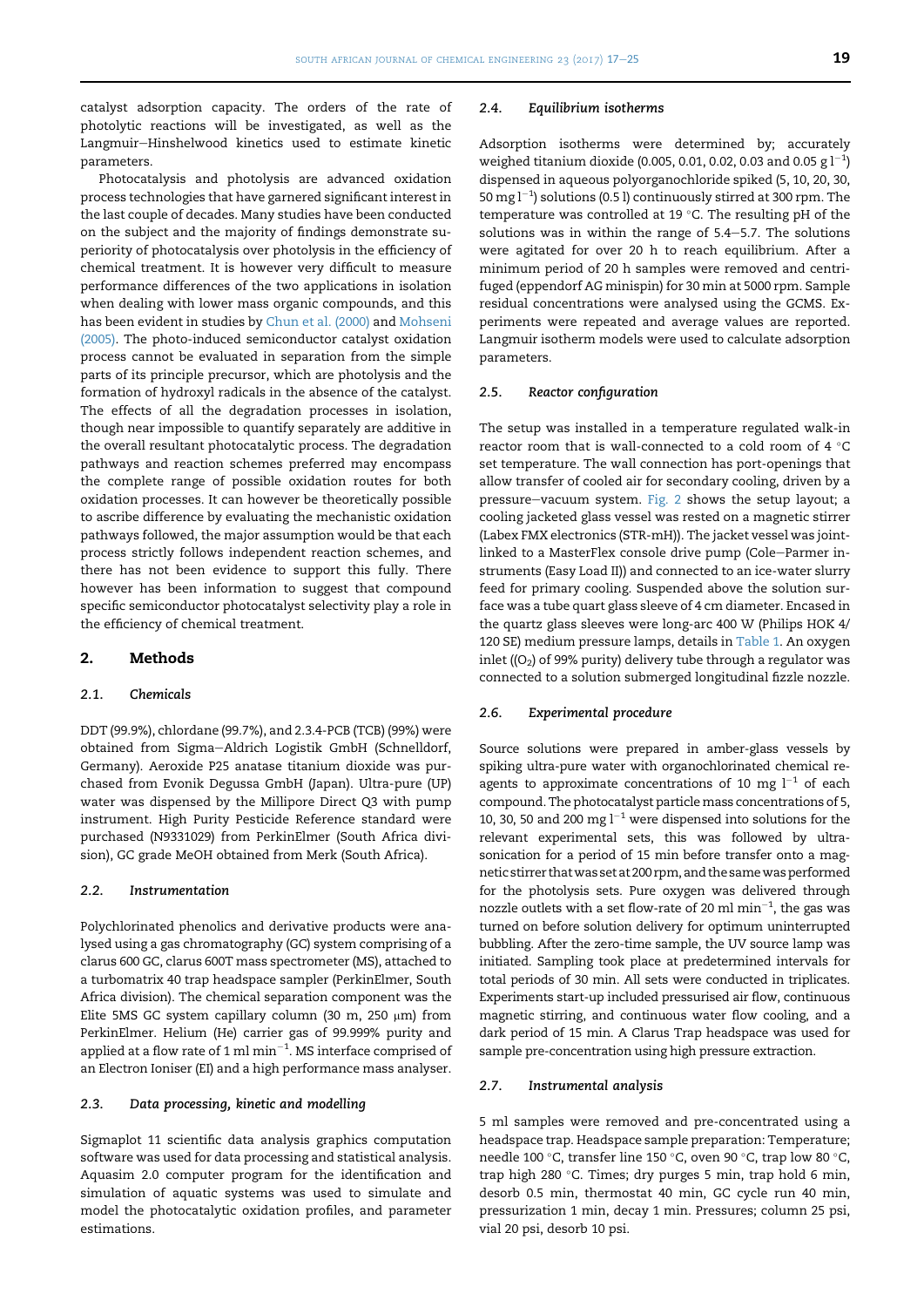catalyst adsorption capacity. The orders of the rate of photolytic reactions will be investigated, as well as the Langmuir–Hinshelwood kinetics used to estimate kinetic parameters.

Photocatalysis and photolysis are advanced oxidation process technologies that have garnered significant interest in the last couple of decades. Many studies have been conducted on the subject and the majority of findings demonstrate superiority of photocatalysis over photolysis in the efficiency of chemical treatment. It is however very difficult to measure performance differences of the two applications in isolation when dealing with lower mass organic compounds, and this has been evident in studies by Chun et al. (2000) and Mohseni (2005). The photo-induced semiconductor catalyst oxidation process cannot be evaluated in separation from the simple parts of its principle precursor, which are photolysis and the formation of hydroxyl radicals in the absence of the catalyst. The effects of all the degradation processes in isolation, though near impossible to quantify separately are additive in the overall resultant photocatalytic process. The degradation pathways and reaction schemes preferred may encompass the complete range of possible oxidation routes for both oxidation processes. It can however be theoretically possible to ascribe difference by evaluating the mechanistic oxidation pathways followed, the major assumption would be that each process strictly follows independent reaction schemes, and there has not been evidence to support this fully. There however has been information to suggest that compound specific semiconductor photocatalyst selectivity play a role in the efficiency of chemical treatment.

## 2. Methods

### 2.1. Chemicals

DDT (99.9%), chlordane (99.7%), and 2.3.4-PCB (TCB) (99%) were obtained from Sigma–Aldrich Logistik GmbH (Schnelldorf, Germany). Aeroxide P25 anatase titanium dioxide was purchased from Evonik Degussa GmbH (Japan). Ultra-pure (UP) water was dispensed by the Millipore Direct Q3 with pump instrument. High Purity Pesticide Reference standard were purchased (N9331029) from PerkinElmer (South Africa division), GC grade MeOH obtained from Merk (South Africa).

### 2.2. Instrumentation

Polychlorinated phenolics and derivative products were analysed using a gas chromatography (GC) system comprising of a clarus 600 GC, clarus 600T mass spectrometer (MS), attached to a turbomatrix 40 trap headspace sampler (PerkinElmer, South Africa division). The chemical separation component was the Elite 5MS GC system capillary column (30 m, 250 μm) from PerkinElmer. Helium (He) carrier gas of 99.999% purity and applied at a flow rate of 1 ml $min^{-1}$. MS interface comprised of an Electron Ioniser (EI) and a high performance mass analyser.

### 2.3. Data processing, kinetic and modelling

Sigmaplot 11 scientific data analysis graphics computation software was used for data processing and statistical analysis. Aquasim 2.0 computer program for the identification and simulation of aquatic systems was used to simulate and model the photocatalytic oxidation profiles, and parameter estimations.

### 2.4. Equilibrium isotherms

Adsorption isotherms were determined by; accurately weighed titanium dioxide (0.005, 0.01, 0.02, 0.03 and 0.05 g $l^{-1}$) dispensed in aqueous polyorganochloride spiked (5, 10, 20, 30, 50 mg $l^{-1}$) solutions (0.5 l) continuously stirred at 300 rpm. The temperature was controlled at 19 °C. The resulting pH of the solutions was in within the range of 5.4–5.7. The solutions were agitated for over 20 h to reach equilibrium. After a minimum period of 20 h samples were removed and centrifuged (eppendorf AG minispin) for 30 min at 5000 rpm. Sample residual concentrations were analysed using the GCMS. Experiments were repeated and average values are reported. Langmuir isotherm models were used to calculate adsorption parameters.

### 2.5. Reactor configuration

The setup was installed in a temperature regulated walk-in reactor room that is wall-connected to a cold room of 4 °C set temperature. The wall connection has port-openings that allow transfer of cooled air for secondary cooling, driven by a pressure–vacuum system. Fig. 2 shows the setup layout; a cooling jacketed glass vessel was rested on a magnetic stirrer (Labex FMX electronics (STR-mH)). The jacket vessel was joint-linked to a MasterFlex console drive pump (Cole–Parmer instruments (Easy Load II)) and connected to an ice-water slurry feed for primary cooling. Suspended above the solution surface was a tube quart glass sleeve of 4 cm diameter. Encased in the quartz glass sleeves were long-arc 400 W (Philips HOK 4/120 SE) medium pressure lamps, details in Table 1. An oxygen inlet (($O_2$) of 99% purity) delivery tube through a regulator was connected to a solution submerged longitudinal fizzle nozzle.

### 2.6. Experimental procedure

Source solutions were prepared in amber-glass vessels by spiking ultra-pure water with organochlorinated chemical reagents to approximate concentrations of 10 mg $l^{-1}$ of each compound. The photocatalyst particle mass concentrations of 5, 10, 30, 50 and 200 mg $l^{-1}$ were dispensed into solutions for the relevant experimental sets, this was followed by ultrasonication for a period of 15 min before transfer onto a magnetic stirrer that was set at 200 rpm, and the same was performed for the photolysis sets. Pure oxygen was delivered through nozzle outlets with a set flow-rate of 20 ml $min^{-1}$, the gas was turned on before solution delivery for optimum uninterrupted bubbling. After the zero-time sample, the UV source lamp was initiated. Sampling took place at predetermined intervals for total periods of 30 min. All sets were conducted in triplicates. Experiments start-up included pressurised air flow, continuous magnetic stirring, and continuous water flow cooling, and a dark period of 15 min. A Clarus Trap headspace was used for sample pre-concentration using high pressure extraction.

### 2.7. Instrumental analysis

5 ml samples were removed and pre-concentrated using a headspace trap. Headspace sample preparation: Temperature; needle 100 °C, transfer line 150 °C, oven 90 °C, trap low 80 °C, trap high 280 °C. Times; dry purges 5 min, trap hold 6 min, desorb 0.5 min, thermostat 40 min, GC cycle run 40 min, pressurization 1 min, decay 1 min. Pressures; column 25 psi, vial 20 psi, desorb 10 psi.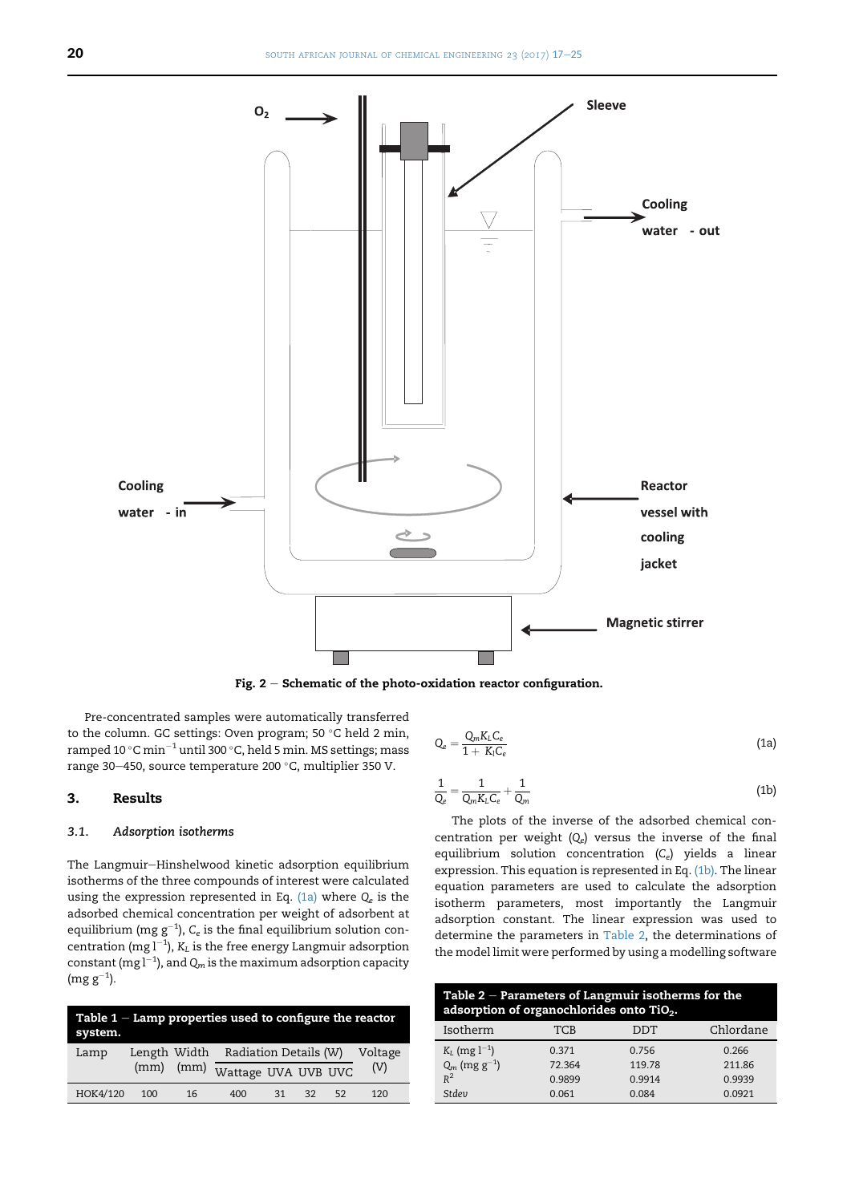Fig. 2 – Schematic of the photo-oxidation reactor configuration.

Pre-concentrated samples were automatically transferred to the column. GC settings: Oven program; 50 °C held 2 min, ramped 10 °C $min^{-1}$ until 300 °C, held 5 min. MS settings; mass range 30–450, source temperature 200 °C, multiplier 350 V.

## 3. Results

### 3.1. Adsorption isotherms

The Langmuir–Hinshelwood kinetic adsorption equilibrium isotherms of the three compounds of interest were calculated using the expression represented in Eq. (1a) where $Q_e$ is the adsorbed chemical concentration per weight of adsorbent at equilibrium (mg $g^{-1}$), $C_e$ is the final equilibrium solution concentration (mg $l^{-1}$), $K_L$ is the free energy Langmuir adsorption constant (mg $l^{-1}$), and $Q_m$ is the maximum adsorption capacity (mg $g^{-1}$).

$$Q_e = \frac{Q_m K_L C_e}{1 + K_l C_e} \quad (1a)$$

$$\frac{1}{Q_e} = \frac{1}{Q_m K_L C_e} + \frac{1}{Q_m} \quad (1b)$$

The plots of the inverse of the adsorbed chemical concentration per weight ($Q_e$) versus the inverse of the final equilibrium solution concentration ($C_e$) yields a linear expression. This equation is represented in Eq. (1b). The linear equation parameters are used to calculate the adsorption isotherm parameters, most importantly the Langmuir adsorption constant. The linear expression was used to determine the parameters in Table 2, the determinations of the model limit were performed by using a modelling software

**Table 1 – Lamp properties used to configure the reactor system.**

| Lamp | Length (mm) | Width (mm) | Radiation Details (W) | | | | Voltage (V) |
|---|---|---|---|---|---|---|---|
| | | | Wattage | UVA | UVB | UVC | |
| HOK4/120 | 100 | 16 | 400 | 31 | 32 | 52 | 120 |

**Table 2 – Parameters of Langmuir isotherms for the adsorption of organochlorides onto $TiO_2$.**

| Isotherm | TCB | DDT | Chlordane |
|---|---|---|---|
| $K_L$ (mg $l^{-1}$) | 0.371 | 0.756 | 0.266 |
| $Q_m$ (mg $g^{-1}$) | 72.364 | 119.78 | 211.86 |
| $R^2$ | 0.9899 | 0.9914 | 0.9939 |
| *Stdev* | 0.061 | 0.084 | 0.0921 |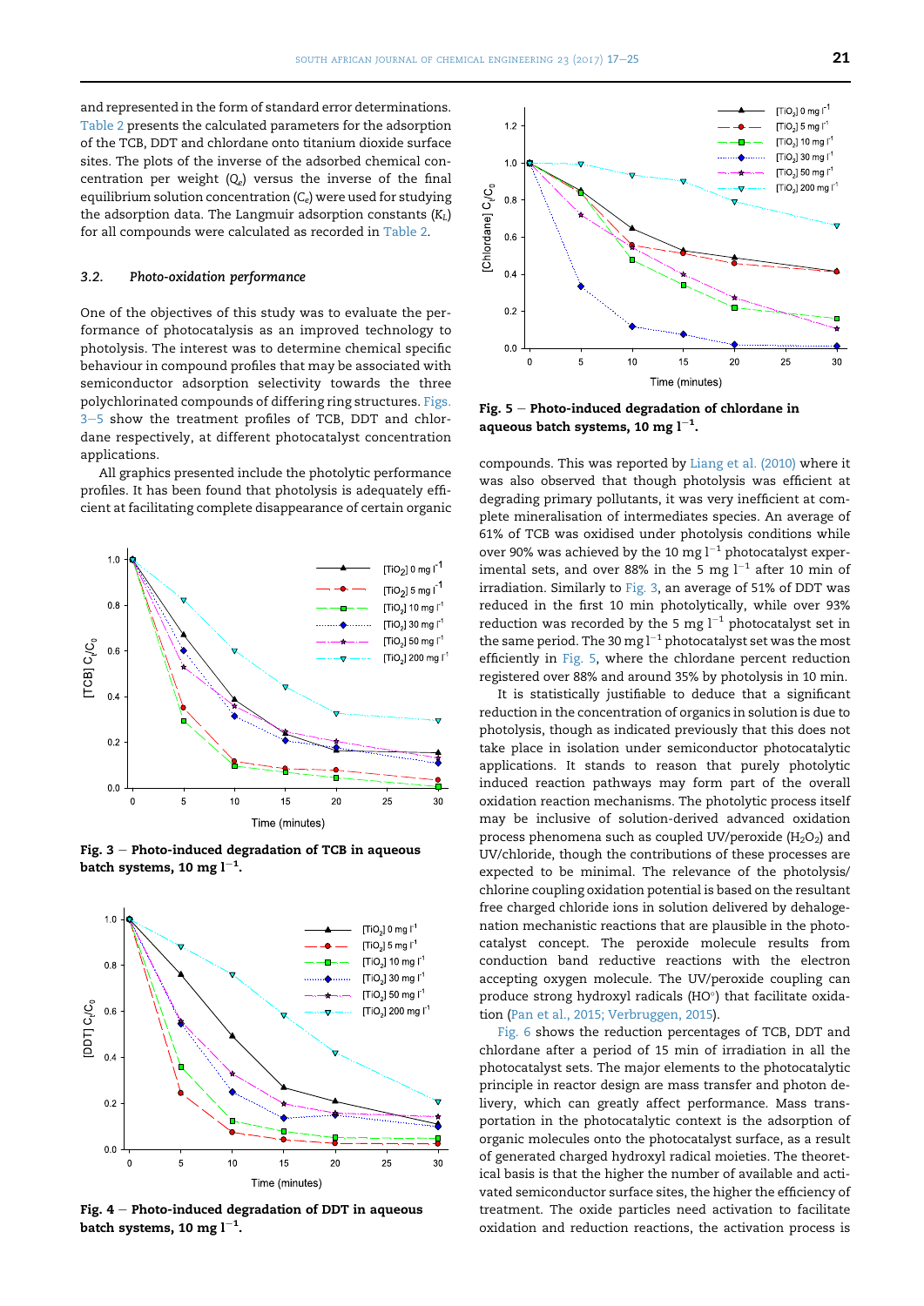and represented in the form of standard error determinations. Table 2 presents the calculated parameters for the adsorption of the TCB, DDT and chlordane onto titanium dioxide surface sites. The plots of the inverse of the adsorbed chemical concentration per weight ($Q_e$) versus the inverse of the final equilibrium solution concentration ($C_e$) were used for studying the adsorption data. The Langmuir adsorption constants ($K_L$) for all compounds were calculated as recorded in Table 2.

### 3.2. Photo-oxidation performance

One of the objectives of this study was to evaluate the performance of photocatalysis as an improved technology to photolysis. The interest was to determine chemical specific behaviour in compound profiles that may be associated with semiconductor adsorption selectivity towards the three polychlorinated compounds of differing ring structures. Figs. 3–5 show the treatment profiles of TCB, DDT and chlordane respectively, at different photocatalyst concentration applications.

All graphics presented include the photolytic performance profiles. It has been found that photolysis is adequately efficient at facilitating complete disappearance of certain organic compounds. This was reported by Liang et al. (2010) where it was also observed that though photolysis was efficient at degrading primary pollutants, it was very inefficient at complete mineralisation of intermediates species. An average of 61% of TCB was oxidised under photolysis conditions while over 90% was achieved by the 10 mg $l^{-1}$ photocatalyst experimental sets, and over 88% in the 5 mg $l^{-1}$ after 10 min of irradiation. Similarly to Fig. 3, an average of 51% of DDT was reduced in the first 10 min photolytically, while over 93% reduction was recorded by the 5 mg $l^{-1}$ photocatalyst set in the same period. The 30 mg $l^{-1}$ photocatalyst set was the most efficiently in Fig. 5, where the chlordane percent reduction registered over 88% and around 35% by photolysis in 10 min.

Fig. 3 – Photo-induced degradation of TCB in aqueous batch systems, 10 mg $l^{-1}$.

Fig. 4 – Photo-induced degradation of DDT in aqueous batch systems, 10 mg $l^{-1}$.

Fig. 5 – Photo-induced degradation of chlordane in aqueous batch systems, 10 mg $l^{-1}$.

It is statistically justifiable to deduce that a significant reduction in the concentration of organics in solution is due to photolysis, though as indicated previously that this does not take place in isolation under semiconductor photocatalytic applications. It stands to reason that purely photolytic induced reaction pathways may form part of the overall oxidation reaction mechanisms. The photolytic process itself may be inclusive of solution-derived advanced oxidation process phenomena such as coupled UV/peroxide ($H_2O_2$) and UV/chloride, though the contributions of these processes are expected to be minimal. The relevance of the photolysis/chlorine coupling oxidation potential is based on the resultant free charged chloride ions in solution delivered by dehalogenation mechanistic reactions that are plausible in the photocatalyst concept. The peroxide molecule results from conduction band reductive reactions with the electron accepting oxygen molecule. The UV/peroxide coupling can produce strong hydroxyl radicals ($HO^{\circ}$) that facilitate oxidation (Pan et al., 2015; Verbruggen, 2015).

Fig. 6 shows the reduction percentages of TCB, DDT and chlordane after a period of 15 min of irradiation in all the photocatalytic sets. The major elements to the photocatalytic principle in reactor design are mass transfer and photon delivery, which can greatly affect performance. Mass transportation in the photocatalytic context is the adsorption of organic molecules onto the photocatalyst surface, as a result of generated charged hydroxyl radical moieties. The theoretical basis is that the higher the number of available and activated semiconductor surface sites, the higher the efficiency of treatment. The oxide particles need activation to facilitate oxidation and reduction reactions, the activation process is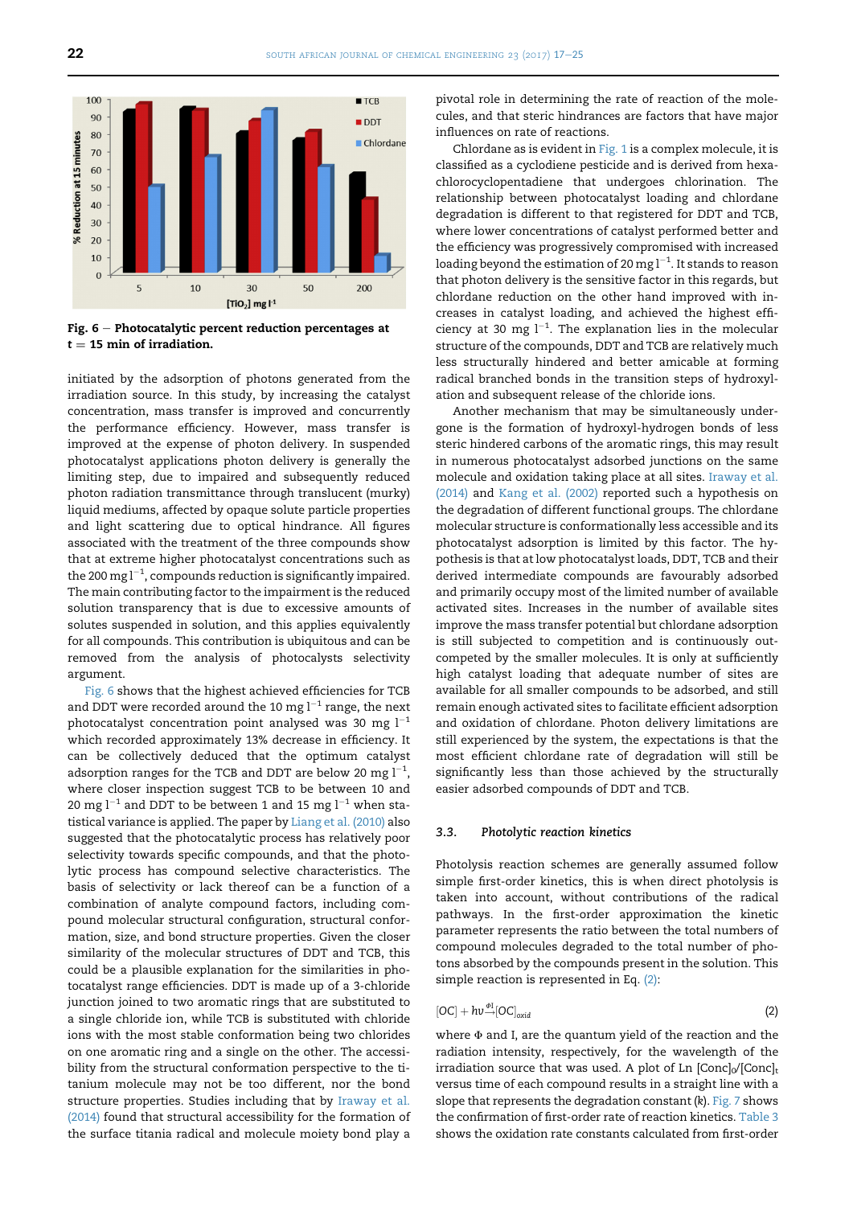Fig. 6 – Photocatalytic percent reduction percentages at $t = 15$ min of irradiation.

initiated by the adsorption of photons generated from the irradiation source. In this study, by increasing the catalyst concentration, mass transfer is improved and concurrently the performance efficiency. However, mass transfer is improved at the expense of photon delivery. In suspended photocatalyst applications photon delivery is generally the limiting step, due to impaired and subsequently reduced photon radiation transmittance through translucent (murky) liquid mediums, affected by opaque solute particle properties and light scattering due to optical hindrance. All figures associated with the treatment of the three compounds show that at extreme higher photocatalyst concentrations such as the 200 mg $l^{-1}$, compounds reduction is significantly impaired. The main contributing factor to the impairment is the reduced solution transparency that is due to excessive amounts of solutes suspended in solution, and this applies equivalently for all compounds. This contribution is ubiquitous and can be removed from the analysis of photocalysts selectivity argument.

Fig. 6 shows that the highest achieved efficiencies for TCB and DDT were recorded around the 10 mg $l^{-1}$ range, the next photocatalyst concentration point analysed was 30 mg $l^{-1}$ which recorded approximately 13% decrease in efficiency. It can be collectively deduced that the optimum catalyst adsorption ranges for the TCB and DDT are below 20 mg $l^{-1}$, where closer inspection suggest TCB to be between 10 and 20 mg $l^{-1}$ and DDT to be between 1 and 15 mg $l^{-1}$ when statistical variance is applied. The paper by Liang et al. (2010) also suggested that the photocatalytic process has relatively poor selectivity towards specific compounds, and that the photolytic process has compound selective characteristics. The basis of selectivity or lack thereof can be a function of a combination of analyte compound factors, including compound molecular structural configuration, structural conformation, size, and bond structure properties. Given the closer similarity of the molecular structures of DDT and TCB, this could be a plausible explanation for the similarities in photocatalyst range efficiencies. DDT is made up of a 3-chloride junction joined to two aromatic rings that are substituted to a single chloride ion, while TCB is substituted with chloride ions with the most stable conformation being two chlorides on one aromatic ring and a single on the other. The accessibility from the structural conformation perspective to the titanium molecule may not be too different, nor the bond structure properties. Studies including that by Iraway et al. (2014) found that structural accessibility for the formation of the surface titania radical and molecule moiety bond play a pivotal role in determining the rate of reaction of the molecules, and that steric hindrances are factors that have major influences on rate of reactions.

Chlordane as is evident in Fig. 1 is a complex molecule, it is classified as a cyclodiene pesticide and is derived from hexachlorocyclopentadiene that undergoes chlorination. The relationship between photocatalyst loading and chlordane degradation is different to that registered for DDT and TCB, where lower concentrations of catalyst performed better and the efficiency was progressively compromised with increased loading beyond the estimation of 20 mg $l^{-1}$. It stands to reason that photon delivery is the sensitive factor in this regards, but chlordane reduction on the other hand improved with increases in catalyst loading, and achieved the highest efficiency at 30 mg $l^{-1}$. The explanation lies in the molecular structure of the compounds, DDT and TCB are relatively much less structurally hindered and better amicable at forming radical branched bonds in the transition steps of hydroxylation and subsequent release of the chloride ions.

Another mechanism that may be simultaneously undergone is the formation of hydroxyl-hydrogen bonds of less steric hindered carbons of the aromatic rings, this may result in numerous photocatalyst adsorbed junctions on the same molecule and oxidation taking place at all sites. Iraway et al. (2014) and Kang et al. (2002) reported such a hypothesis on the degradation of different functional groups. The chlordane molecular structure is conformationally less accessible and its photocatalyst adsorption is limited by this factor. The hypothesis is that at low photocatalyst loads, DDT, TCB and their derived intermediate compounds are favourably adsorbed and primarily occupy most of the limited number of available activated sites. Increases in the number of available sites improve the mass transfer potential but chlordane adsorption is still subjected to competition and is continuously outcompeted by the smaller molecules. It is only at sufficiently high catalyst loading that adequate number of sites are available for all smaller compounds to be adsorbed, and still remain enough activated sites to facilitate efficient adsorption and oxidation of chlordane. Photon delivery limitations are still experienced by the system, the expectations is that the most efficient chlordane rate of degradation will still be significantly less than those achieved by the structurally easier adsorbed compounds of DDT and TCB.

### 3.3. Photolytic reaction kinetics

Photolysis reaction schemes are generally assumed follow simple first-order kinetics, this is when direct photolysis is taken into account, without contributions of the radical pathways. In the first-order approximation the kinetic parameter represents the ratio between the total numbers of compound molecules degraded to the total number of photons absorbed by the compounds present in the solution. This simple reaction is represented in Eq. (2):

$$[OC] + h\upsilon \xrightarrow{\Phi I} [OC]_{oxid} \tag{2}$$

where $\Phi$ and I, are the quantum yield of the reaction and the radiation intensity, respectively, for the wavelength of the irradiation source that was used. A plot of Ln $[Conc]_0/[Conc]_t$ versus time of each compound results in a straight line with a slope that represents the degradation constant ($k$). Fig. 7 shows the confirmation of first-order rate of reaction kinetics. Table 3 shows the oxidation rate constants calculated from first-order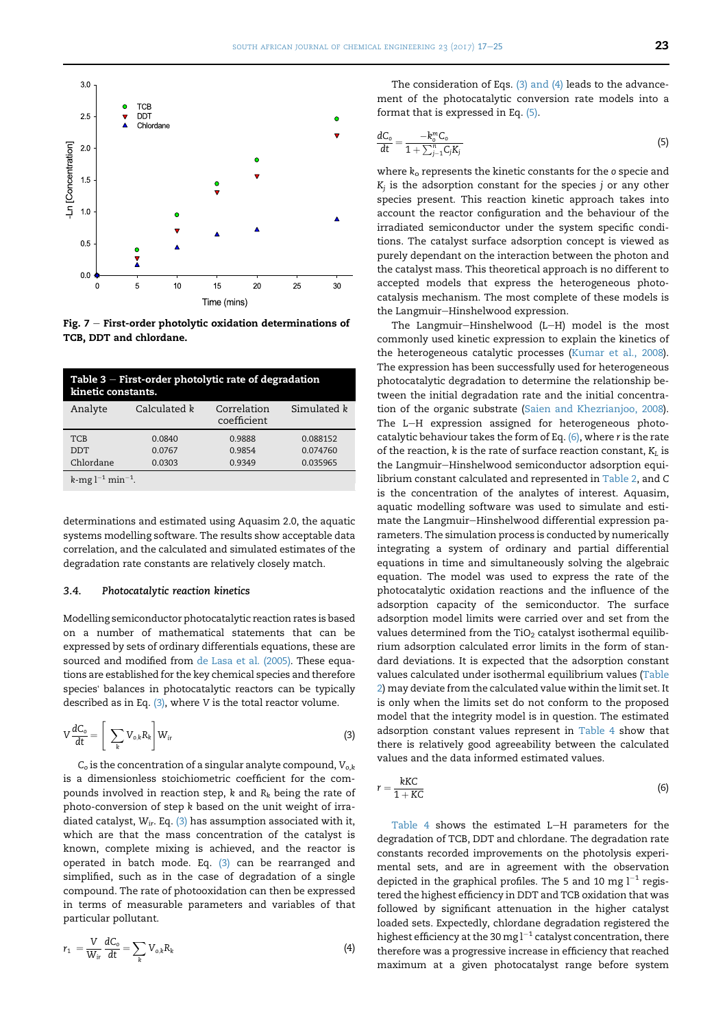Fig. 7 – First-order photolytic oxidation determinations of TCB, DDT and chlordane.

| Table 3 – First-order photolytic rate of degradation kinetic constants. | | | |
|---|---|---|---|
| Analyte | Calculated $k$ | Correlation coefficient | Simulated $k$ |
| TCB | 0.0840 | 0.9888 | 0.088152 |
| DDT | 0.0767 | 0.9854 | 0.074760 |
| Chlordane | 0.0303 | 0.9349 | 0.035965 |

$k$-mg $l^{-1}$ $min^{-1}$.

determinations and estimated using Aquasim 2.0, the aquatic systems modelling software. The results show acceptable data correlation, and the calculated and simulated estimates of the degradation rate constants are relatively closely match.

### 3.4. *Photocatalytic reaction kinetics*

Modelling semiconductor photocatalytic reaction rates is based on a number of mathematical statements that can be expressed by sets of ordinary differentials equations, these are sourced and modified from de Lasa et al. (2005). These equations are established for the key chemical species and therefore species' balances in photocatalytic reactors can be typically described as in Eq. (3), where V is the total reactor volume.

$$V\frac{dC_o}{dt} = \left[\sum_k V_{o,k}R_k\right]W_{ir} \tag{3}$$

$C_o$ is the concentration of a singular analyte compound, $V_{o,k}$ is a dimensionless stoichiometric coefficient for the compounds involved in reaction step, $k$ and $R_k$ being the rate of photo-conversion of step $k$ based on the unit weight of irradiated catalyst, $W_{ir}$. Eq. (3) has assumption associated with it, which are that the mass concentration of the catalyst is known, complete mixing is achieved, and the reactor is operated in batch mode. Eq. (3) can be rearranged and simplified, such as in the case of degradation of a single compound. The rate of photooxidation can then be expressed in terms of measurable parameters and variables of that particular pollutant.

$$r_1 = \frac{V}{W_{ir}}\frac{dC_o}{dt} = \sum_k V_{o,k}R_k \tag{4}$$

The consideration of Eqs. (3) and (4) leads to the advancement of the photocatalytic conversion rate models into a format that is expressed in Eq. (5).

$$\frac{dC_o}{dt} = \frac{-k_o^m C_o}{1+\sum_{j-1}^{n} C_j K_j} \tag{5}$$

where $k_o$ represents the kinetic constants for the o specie and $K_j$ is the adsorption constant for the species $j$ or any other species present. This reaction kinetic approach takes into account the reactor configuration and the behaviour of the irradiated semiconductor under the system specific conditions. The catalyst surface adsorption concept is viewed as purely dependant on the interaction between the photon and the catalyst mass. This theoretical approach is no different to accepted models that express the heterogeneous photocatalysis mechanism. The most complete of these models is the Langmuir–Hinshelwood expression.

The Langmuir–Hinshelwood (L–H) model is the most commonly used kinetic expression to explain the kinetics of the heterogeneous catalytic processes (Kumar et al., 2008). The expression has been successfully used for heterogeneous photocatalytic degradation to determine the relationship between the initial degradation rate and the initial concentration of the organic substrate (Saien and Khezrianjoo, 2008). The L–H expression assigned for heterogeneous photocatalytic behaviour takes the form of Eq. (6), where $r$ is the rate of the reaction, $k$ is the rate of surface reaction constant, $K_L$ is the Langmuir–Hinshelwood semiconductor adsorption equilibrium constant calculated and represented in Table 2, and C is the concentration of the analytes of interest. Aquasim, aquatic modelling software was used to simulate and estimate the Langmuir–Hinshelwood differential expression parameters. The simulation process is conducted by numerically integrating a system of ordinary and partial differential equations in time and simultaneously solving the algebraic equation. The model was used to express the rate of the photocatalytic oxidation reactions and the influence of the adsorption capacity of the semiconductor. The surface adsorption model limits were carried over and set from the values determined from the $TiO_2$ catalyst isothermal equilibrium adsorption calculated error limits in the form of standard deviations. It is expected that the adsorption constant values calculated under isothermal equilibrium values (Table 2) may deviate from the calculated value within the limit set. It is only when the limits set do not conform to the proposed model that the integrity model is in question. The estimated adsorption constant values represent in Table 4 show that there is relatively good agreeability between the calculated values and the data informed estimated values.

$$r = \frac{kKC}{1+KC} \tag{6}$$

Table 4 shows the estimated L–H parameters for the degradation of TCB, DDT and chlordane. The degradation rate constants recorded improvements on the photolysis experimental sets, and are in agreement with the observation depicted in the graphical profiles. The 5 and 10 mg $l^{-1}$ registered the highest efficiency in DDT and TCB oxidation that was followed by significant attenuation in the higher catalyst loaded sets. Expectedly, chlordane degradation registered the highest efficiency at the 30 mg $l^{-1}$ catalyst concentration, there therefore was a progressive increase in efficiency that reached maximum at a given photocatalyst range before system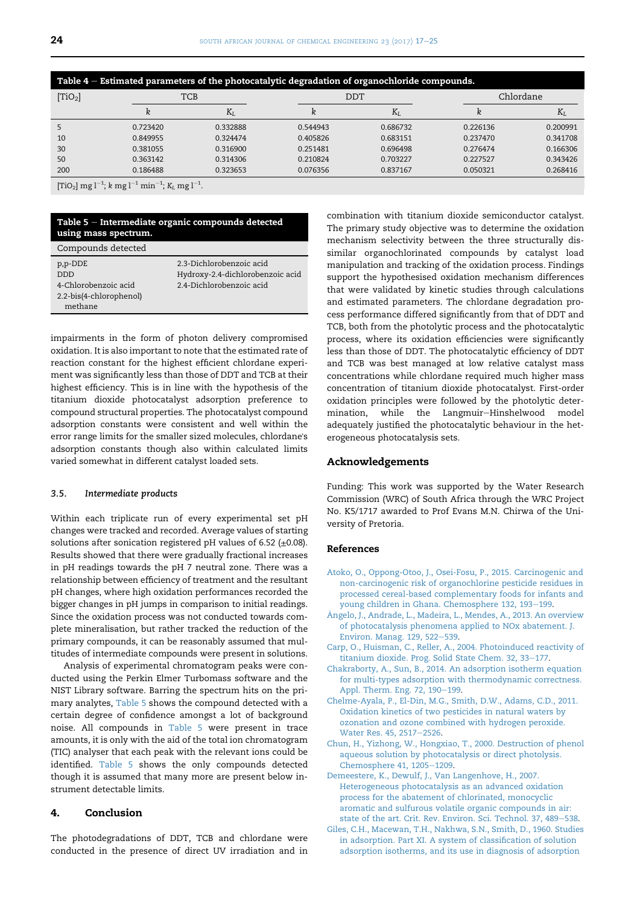**Table 4 – Estimated parameters of the photocatalytic degradation of organochloride compounds.**

| $[TiO_2]$ | TCB | | DDT | | Chlordane | |
|---|---|---|---|---|---|---|
| | $k$ | $K_L$ | $k$ | $K_L$ | $k$ | $K_L$ |
| 5 | 0.723420 | 0.332888 | 0.544943 | 0.686732 | 0.226136 | 0.200991 |
| 10 | 0.849955 | 0.324474 | 0.405826 | 0.683151 | 0.237470 | 0.341708 |
| 30 | 0.381055 | 0.316900 | 0.251481 | 0.696498 | 0.276474 | 0.166306 |
| 50 | 0.363142 | 0.314306 | 0.210824 | 0.703227 | 0.227527 | 0.343426 |
| 200 | 0.186488 | 0.323653 | 0.076356 | 0.837167 | 0.050321 | 0.268416 |

$[TiO_2]$ mg $l^{-1}$; $k$ mg $l^{-1}$ $min^{-1}$; $K_L$ mg $l^{-1}$.

**Table 5 – Intermediate organic compounds detected using mass spectrum.**

| Compounds detected | |
|---|---|
| p,p-DDE | 2.3-Dichlorobenzoic acid |
| DDD | Hydroxy-2.4-dichlorobenzoic acid |
| 4-Chlorobenzoic acid | 2.4-Dichlorobenzoic acid |
| 2.2-bis(4-chlorophenol) methane | |

impairments in the form of photon delivery compromised oxidation. It is also important to note that the estimated rate of reaction constant for the highest efficient chlordane experiment was significantly less than those of DDT and TCB at their highest efficiency. This is in line with the hypothesis of the titanium dioxide photocatalyst adsorption preference to compound structural properties. The photocatalyst compound adsorption constants were consistent and well within the error range limits for the smaller sized molecules, chlordane's adsorption constants though also within calculated limits varied somewhat in different catalyst loaded sets.

### 3.5. *Intermediate products*

Within each triplicate run of every experimental set pH changes were tracked and recorded. Average values of starting solutions after sonication registered pH values of 6.52 (±0.08). Results showed that there were gradually fractional increases in pH readings towards the pH 7 neutral zone. There was a relationship between efficiency of treatment and the resultant pH changes, where high oxidation performances recorded the bigger changes in pH jumps in comparison to initial readings. Since the oxidation process was not conducted towards complete mineralisation, but rather tracked the reduction of the primary compounds, it can be reasonably assumed that multitudes of intermediate compounds were present in solutions.

Analysis of experimental chromatogram peaks were conducted using the Perkin Elmer Turbomass software and the NIST Library software. Barring the spectrum hits on the primary analytes, Table 5 shows the compound detected with a certain degree of confidence amongst a lot of background noise. All compounds in Table 5 were present in trace amounts, it is only with the aid of the total ion chromatogram (TIC) analyser that each peak with the relevant ions could be identified. Table 5 shows the only compounds detected though it is assumed that many more are present below instrument detectable limits.

## 4. Conclusion

The photodegradations of DDT, TCB and chlordane were conducted in the presence of direct UV irradiation and in combination with titanium dioxide semiconductor catalyst. The primary study objective was to determine the oxidation mechanism selectivity between the three structurally dissimilar organochlorinated compounds by catalyst load manipulation and tracking of the oxidation process. Findings support the hypothesised oxidation mechanism differences that were validated by kinetic studies through calculations and estimated parameters. The chlordane degradation process performance differed significantly from that of DDT and TCB, both from the photolytic process and the photocatalytic process, where its oxidation efficiencies were significantly less than those of DDT. The photocatalytic efficiency of DDT and TCB was best managed at low relative catalyst mass concentrations while chlordane required much higher mass concentration of titanium dioxide photocatalyst. First-order oxidation principles were followed by the photolytic determination, while the Langmuir–Hinshelwood model adequately justified the photocatalytic behaviour in the heterogeneous photocatalysis sets.

## Acknowledgements

Funding: This work was supported by the Water Research Commission (WRC) of South Africa through the WRC Project No. K5/1717 awarded to Prof Evans M.N. Chirwa of the University of Pretoria.

## References

Atoko, O., Oppong-Otoo, J., Osei-Fosu, P., 2015. Carcinogenic and non-carcinogenic risk of organochlorine pesticide residues in processed cereal-based complementary foods for infants and young children in Ghana. Chemosphere 132, 193–199.

Ângelo, J., Andrade, L., Madeira, L., Mendes, A., 2013. An overview of photocatalysis phenomena applied to NOx abatement. J. Environ. Manag. 129, 522–539.

Carp, O., Huisman, C., Reller, A., 2004. Photoinduced reactivity of titanium dioxide. Prog. Solid State Chem. 32, 33–177.

Chakraborty, A., Sun, B., 2014. An adsorption isotherm equation for multi-types adsorption with thermodynamic correctness. Appl. Therm. Eng. 72, 190–199.

Chelme-Ayala, P., El-Din, M.G., Smith, D.W., Adams, C.D., 2011. Oxidation kinetics of two pesticides in natural waters by ozonation and ozone combined with hydrogen peroxide. Water Res. 45, 2517–2526.

Chun, H., Yizhong, W., Hongxiao, T., 2000. Destruction of phenol aqueous solution by photocatalysis or direct photolysis. Chemosphere 41, 1205–1209.

Demeestere, K., Dewulf, J., Van Langenhove, H., 2007. Heterogeneous photocatalysis as an advanced oxidation process for the abatement of chlorinated, monocyclic aromatic and sulfurous volatile organic compounds in air: state of the art. Crit. Rev. Environ. Sci. Technol. 37, 489–538.

Giles, C.H., Macewan, T.H., Nakhwa, S.N., Smith, D., 1960. Studies in adsorption. Part XI. A system of classification of solution adsorption isotherms, and its use in diagnosis of adsorption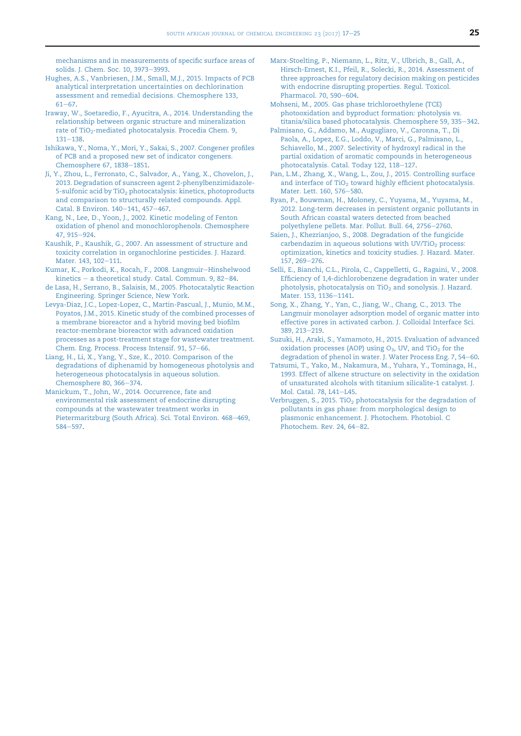mechanisms and in measurements of specific surface areas of solids. J. Chem. Soc. 10, 3973–3993.

Hughes, A.S., Vanbriesen, J.M., Small, M.J., 2015. Impacts of PCB analytical interpretation uncertainties on dechlorination assessment and remedial decisions. Chemosphere 133, 61–67.

Iraway, W., Soetaredio, F., Ayucitra, A., 2014. Understanding the relationship between organic structure and mineralization rate of $TiO_2$-mediated photocatalysis. Procedia Chem. 9, 131–138.

Ishikawa, Y., Noma, Y., Mori, Y., Sakai, S., 2007. Congener profiles of PCB and a proposed new set of indicator congeners. Chemosphere 67, 1838–1851.

Ji, Y., Zhou, L., Ferronato, C., Salvador, A., Yang, X., Chovelon, J., 2013. Degradation of sunscreen agent 2-phenylbenzimidazole-5-sulfonic acid by $TiO_2$ photocatalysis: kinetics, photoproducts and comparison to structurally related compounds. Appl. Catal. B Environ. 140–141, 457–467.

Kang, N., Lee, D., Yoon, J., 2002. Kinetic modeling of Fenton oxidation of phenol and monochlorophenols. Chemosphere 47, 915–924.

Kaushik, P., Kaushik, G., 2007. An assessment of structure and toxicity correlation in organochlorine pesticides. J. Hazard. Mater. 143, 102–111.

Kumar, K., Porkodi, K., Rocah, F., 2008. Langmuir–Hinshelwood kinetics – a theoretical study. Catal. Commun. 9, 82–84.

de Lasa, H., Serrano, B., Salaisis, M., 2005. Photocatalytic Reaction Engineering. Springer Science, New York.

Levya-Diaz, J.C., Lopez-Lopez, C., Martin-Pascual, J., Munio, M.M., Poyatos, J.M., 2015. Kinetic study of the combined processes of a membrane bioreactor and a hybrid moving bed biofilm reactor-membrane bioreactor with advanced oxidation processes as a post-treatment stage for wastewater treatment. Chem. Eng. Process. Process Intensif. 91, 57–66.

Liang, H., Li, X., Yang, Y., Sze, K., 2010. Comparison of the degradations of diphenamid by homogeneous photolysis and heterogeneous photocatalysis in aqueous solution. Chemosphere 80, 366–374.

Manickum, T., John, W., 2014. Occurrence, fate and environmental risk assessment of endocrine disrupting compounds at the wastewater treatment works in Pietermaritzburg (South Africa). Sci. Total Environ. 468–469, 584–597.

Marx-Stoelting, P., Niemann, L., Ritz, V., Ulbrich, B., Gall, A., Hirsch-Ernest, K.I., Pfeil, R., Solecki, R., 2014. Assessment of three approaches for regulatory decision making on pesticides with endocrine disrupting properties. Regul. Toxicol. Pharmacol. 70, 590–604.

Mohseni, M., 2005. Gas phase trichloroethylene (TCE) photooxidation and byproduct formation: photolysis vs. titania/silica based photocatalysis. Chemosphere 59, 335–342.

Palmisano, G., Addamo, M., Augugliaro, V., Caronna, T., Di Paola, A., Lopez, E.G., Loddo, V., Marci, G., Palmisano, L., Schiavello, M., 2007. Selectivity of hydroxyl radical in the partial oxidation of aromatic compounds in heterogeneous photocatalysis. Catal. Today 122, 118–127.

Pan, L.M., Zhang, X., Wang, L., Zou, J., 2015. Controlling surface and interface of $TiO_2$ toward highly efficient photocatalysis. Mater. Lett. 160, 576–580.

Ryan, P., Bouwman, H., Moloney, C., Yuyama, M., Yuyama, M., 2012. Long-term decreases in persistent organic pollutants in South African coastal waters detected from beached polyethylene pellets. Mar. Pollut. Bull. 64, 2756–2760.

Saien, J., Khezrianjoo, S., 2008. Degradation of the fungicide carbendazim in aqueous solutions with UV/$TiO_2$ process: optimization, kinetics and toxicity studies. J. Hazard. Mater. 157, 269–276.

Selli, E., Bianchi, C.L., Pirola, C., Cappelletti, G., Ragaini, V., 2008. Efficiency of 1,4-dichlorobenzene degradation in water under photolysis, photocatalysis on $TiO_2$ and sonolysis. J. Hazard. Mater. 153, 1136–1141.

Song, X., Zhang, Y., Yan, C., Jiang, W., Chang, C., 2013. The Langmuir monolayer adsorption model of organic matter into effective pores in activated carbon. J. Colloidal Interface Sci. 389, 213–219.

Suzuki, H., Araki, S., Yamamoto, H., 2015. Evaluation of advanced oxidation processes (AOP) using $O_3$, UV, and $TiO_2$ for the degradation of phenol in water. J. Water Process Eng. 7, 54–60.

Tatsumi, T., Yako, M., Nakamura, M., Yuhara, Y., Tominaga, H., 1993. Effect of alkene structure on selectivity in the oxidation of unsaturated alcohols with titanium silicalite-1 catalyst. J. Mol. Catal. 78, L41–L45.

Verbruggen, S., 2015. $TiO_2$ photocatalysis for the degradation of pollutants in gas phase: from morphological design to plasmonic enhancement. J. Photochem. Photobiol. C Photochem. Rev. 24, 64–82.